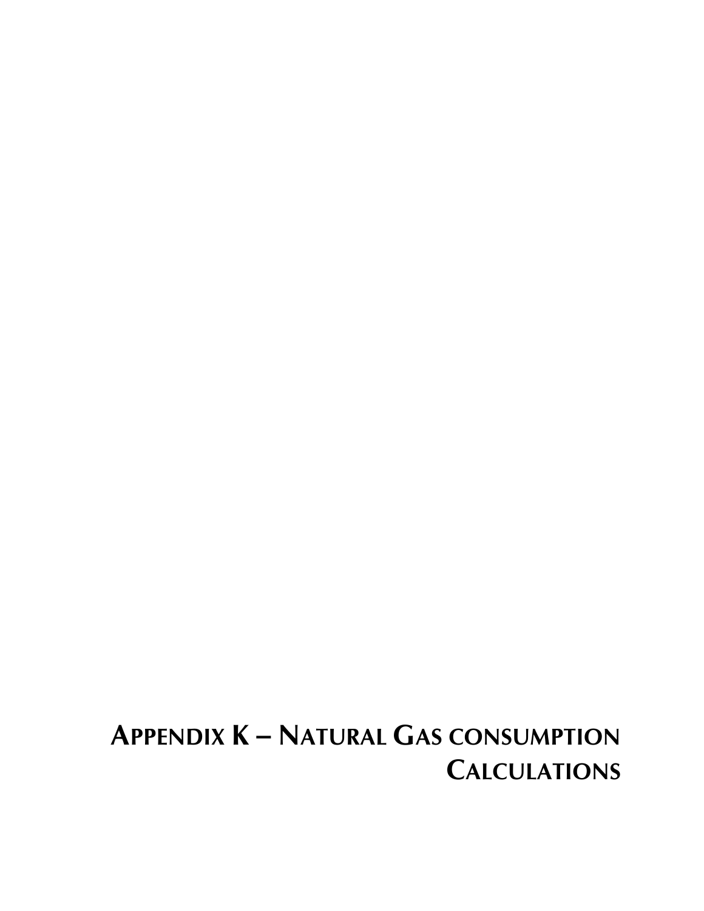# APPENDIX K – NATURAL GAS CONSUMPTION CALCULATIONS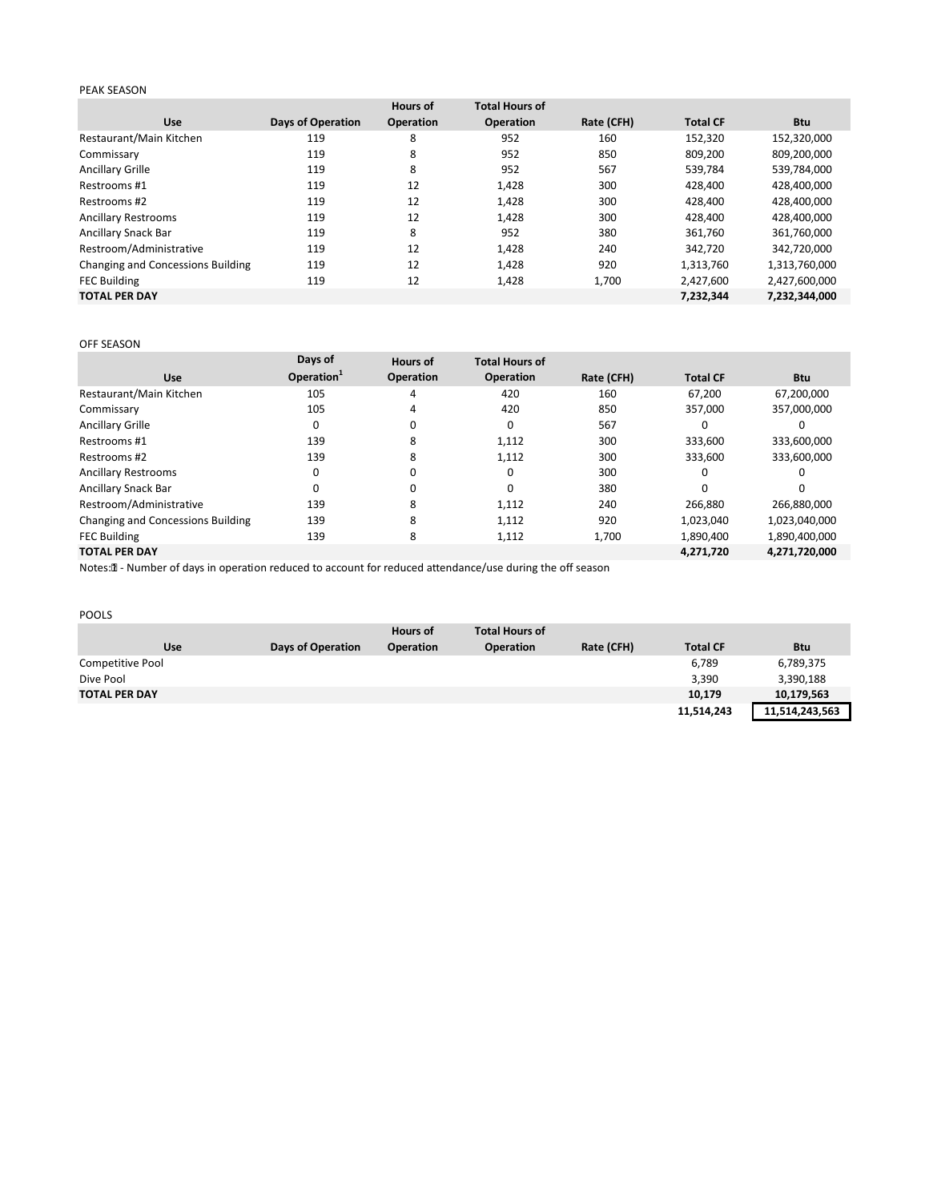PEAK SEASON

| Use | Days of Operation | Hours of Operation | Total Hours of Operation | Rate (CFH) | Total CF | Btu |
|---|---|---|---|---|---|---|
| Restaurant/Main Kitchen | 119 | 8 | 952 | 160 | 152,320 | 152,320,000 |
| Commissary | 119 | 8 | 952 | 850 | 809,200 | 809,200,000 |
| Ancillary Grille | 119 | 8 | 952 | 567 | 539,784 | 539,784,000 |
| Restrooms #1 | 119 | 12 | 1,428 | 300 | 428,400 | 428,400,000 |
| Restrooms #2 | 119 | 12 | 1,428 | 300 | 428,400 | 428,400,000 |
| Ancillary Restrooms | 119 | 12 | 1,428 | 300 | 428,400 | 428,400,000 |
| Ancillary Snack Bar | 119 | 8 | 952 | 380 | 361,760 | 361,760,000 |
| Restroom/Administrative | 119 | 12 | 1,428 | 240 | 342,720 | 342,720,000 |
| Changing and Concessions Building | 119 | 12 | 1,428 | 920 | 1,313,760 | 1,313,760,000 |
| FEC Building | 119 | 12 | 1,428 | 1,700 | 2,427,600 | 2,427,600,000 |
| **TOTAL PER DAY** | | | | | **7,232,344** | **7,232,344,000** |

OFF SEASON

| Use | Days of Operation[1] | Hours of Operation | Total Hours of Operation | Rate (CFH) | Total CF | Btu |
|---|---|---|---|---|---|---|
| Restaurant/Main Kitchen | 105 | 4 | 420 | 160 | 67,200 | 67,200,000 |
| Commissary | 105 | 4 | 420 | 850 | 357,000 | 357,000,000 |
| Ancillary Grille | 0 | 0 | 0 | 567 | 0 | 0 |
| Restrooms #1 | 139 | 8 | 1,112 | 300 | 333,600 | 333,600,000 |
| Restrooms #2 | 139 | 8 | 1,112 | 300 | 333,600 | 333,600,000 |
| Ancillary Restrooms | 0 | 0 | 0 | 300 | 0 | 0 |
| Ancillary Snack Bar | 0 | 0 | 0 | 380 | 0 | 0 |
| Restroom/Administrative | 139 | 8 | 1,112 | 240 | 266,880 | 266,880,000 |
| Changing and Concessions Building | 139 | 8 | 1,112 | 920 | 1,023,040 | 1,023,040,000 |
| FEC Building | 139 | 8 | 1,112 | 1,700 | 1,890,400 | 1,890,400,000 |
| **TOTAL PER DAY** | | | | | **4,271,720** | **4,271,720,000** |

Notes: 1 - Number of days in operation reduced to account for reduced attendance/use during the off season

POOLS

| Use | Days of Operation | Hours of Operation | Total Hours of Operation | Rate (CFH) | Total CF | Btu |
|---|---|---|---|---|---|---|
| Competitive Pool | | | | | 6,789 | 6,789,375 |
| Dive Pool | | | | | 3,390 | 3,390,188 |
| **TOTAL PER DAY** | | | | | **10,179** | **10,179,563** |
| | | | | | 11,514,243 | **11,514,243,563** |